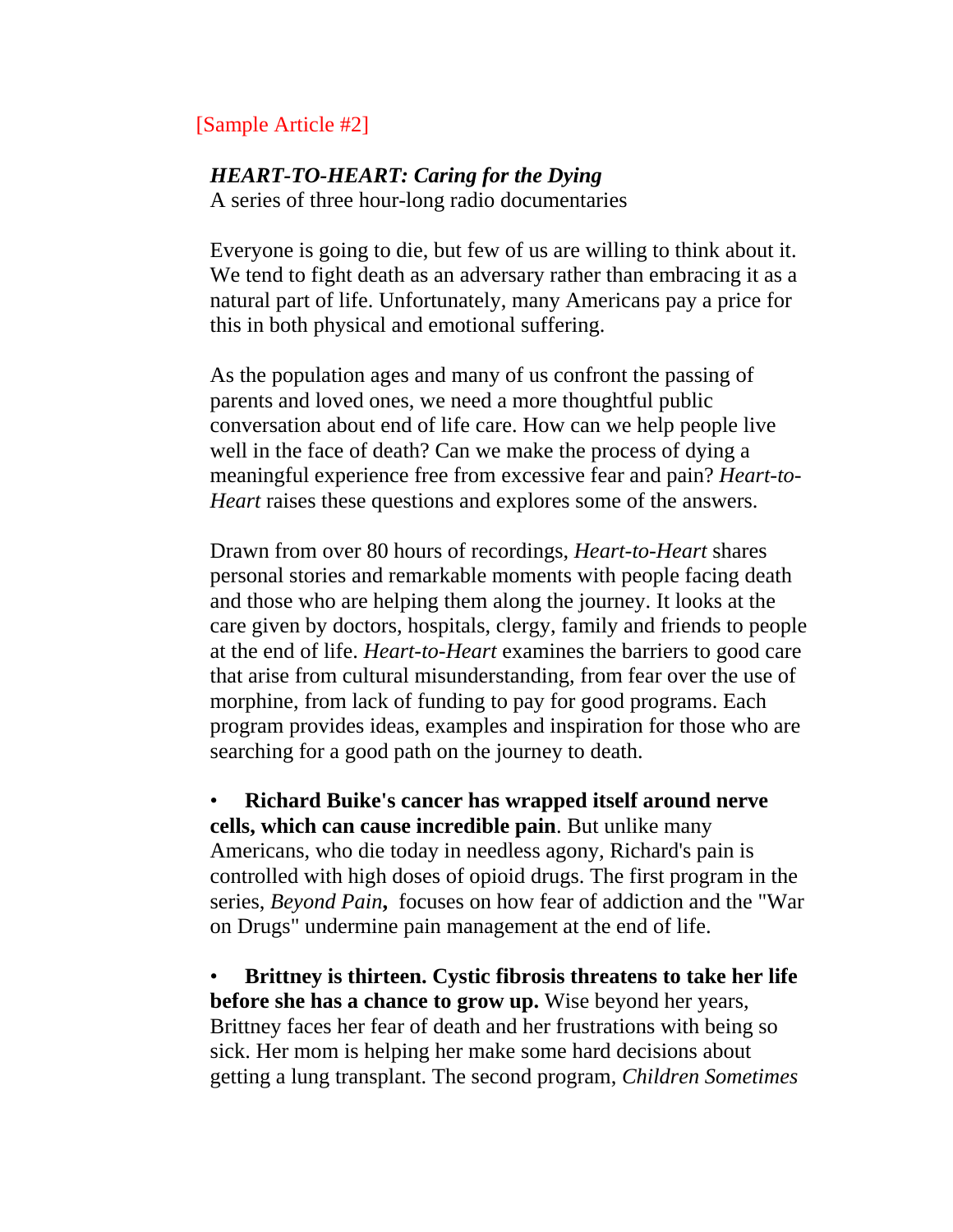[Sample Article #2]

***HEART-TO-HEART: Caring for the Dying***
A series of three hour-long radio documentaries

Everyone is going to die, but few of us are willing to think about it. We tend to fight death as an adversary rather than embracing it as a natural part of life. Unfortunately, many Americans pay a price for this in both physical and emotional suffering.

As the population ages and many of us confront the passing of parents and loved ones, we need a more thoughtful public conversation about end of life care. How can we help people live well in the face of death? Can we make the process of dying a meaningful experience free from excessive fear and pain? *Heart-to-Heart* raises these questions and explores some of the answers.

Drawn from over 80 hours of recordings, *Heart-to-Heart* shares personal stories and remarkable moments with people facing death and those who are helping them along the journey. It looks at the care given by doctors, hospitals, clergy, family and friends to people at the end of life. *Heart-to-Heart* examines the barriers to good care that arise from cultural misunderstanding, from fear over the use of morphine, from lack of funding to pay for good programs. Each program provides ideas, examples and inspiration for those who are searching for a good path on the journey to death.

- **Richard Buike's cancer has wrapped itself around nerve cells, which can cause incredible pain**. But unlike many Americans, who die today in needless agony, Richard's pain is controlled with high doses of opioid drugs. The first program in the series, *Beyond Pain*, focuses on how fear of addiction and the "War on Drugs" undermine pain management at the end of life.

- **Brittney is thirteen. Cystic fibrosis threatens to take her life before she has a chance to grow up.** Wise beyond her years, Brittney faces her fear of death and her frustrations with being so sick. Her mom is helping her make some hard decisions about getting a lung transplant. The second program, *Children Sometimes*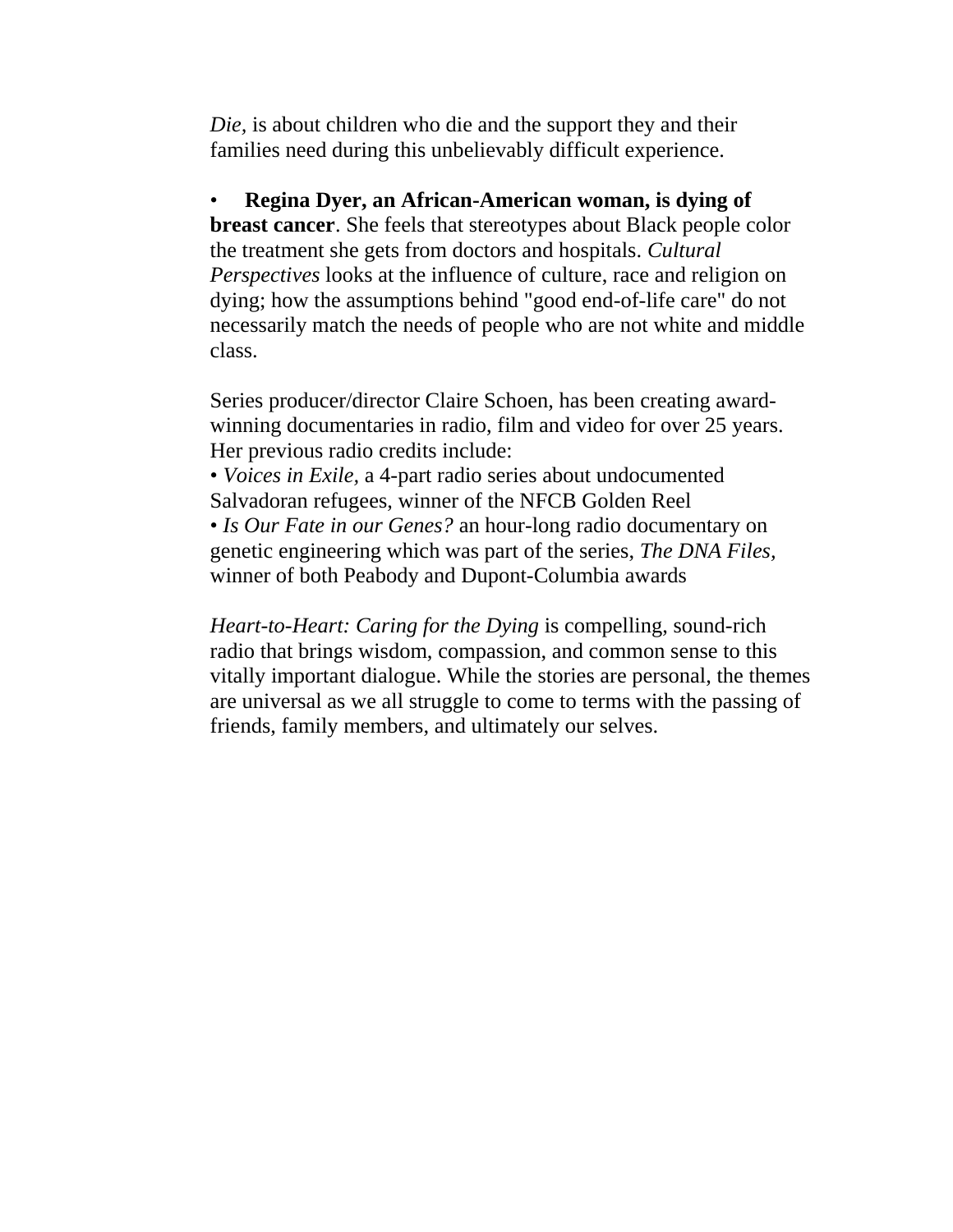*Die*, is about children who die and the support they and their families need during this unbelievably difficult experience.

- **Regina Dyer, an African-American woman, is dying of breast cancer**. She feels that stereotypes about Black people color the treatment she gets from doctors and hospitals. *Cultural Perspectives* looks at the influence of culture, race and religion on dying; how the assumptions behind "good end-of-life care" do not necessarily match the needs of people who are not white and middle class.

Series producer/director Claire Schoen, has been creating award-winning documentaries in radio, film and video for over 25 years. Her previous radio credits include:

- *Voices in Exile*, a 4-part radio series about undocumented Salvadoran refugees, winner of the NFCB Golden Reel
- *Is Our Fate in our Genes?* an hour-long radio documentary on genetic engineering which was part of the series, *The DNA Files*, winner of both Peabody and Dupont-Columbia awards

*Heart-to-Heart: Caring for the Dying* is compelling, sound-rich radio that brings wisdom, compassion, and common sense to this vitally important dialogue. While the stories are personal, the themes are universal as we all struggle to come to terms with the passing of friends, family members, and ultimately our selves.